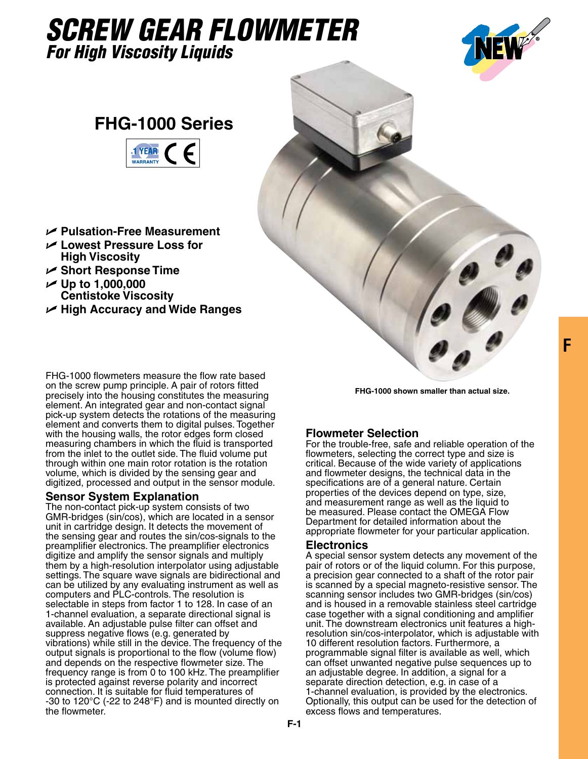# SCREW GEAR FLOWMETER

## *For High Viscosity Liquids*

## FHG-1000 Series

- Pulsation-Free Measurement
- Lowest Pressure Loss for High Viscosity
- Short Response Time
- Up to 1,000,000 Centistoke Viscosity
- High Accuracy and Wide Ranges

FHG-1000 shown smaller than actual size.

FHG-1000 flowmeters measure the flow rate based on the screw pump principle. A pair of rotors fitted precisely into the housing constitutes the measuring element. An integrated gear and non-contact signal pick-up system detects the rotations of the measuring element and converts them to digital pulses. Together with the housing walls, the rotor edges form closed measuring chambers in which the fluid is transported from the inlet to the outlet side. The fluid volume put through within one main rotor rotation is the rotation volume, which is divided by the sensing gear and digitized, processed and output in the sensor module.

### Sensor System Explanation

The non-contact pick-up system consists of two GMR-bridges (sin/cos), which are located in a sensor unit in cartridge design. It detects the movement of the sensing gear and routes the sin/cos-signals to the preamplifier electronics. The preamplifier electronics digitize and amplify the sensor signals and multiply them by a high-resolution interpolator using adjustable settings. The square wave signals are bidirectional and can be utilized by any evaluating instrument as well as computers and PLC-controls. The resolution is selectable in steps from factor 1 to 128. In case of an 1-channel evaluation, a separate directional signal is available. An adjustable pulse filter can offset and suppress negative flows (e.g. generated by vibrations) while still in the device. The frequency of the output signals is proportional to the flow (volume flow) and depends on the respective flowmeter size. The frequency range is from 0 to 100 kHz. The preamplifier is protected against reverse polarity and incorrect connection. It is suitable for fluid temperatures of -30 to 120°C (-22 to 248°F) and is mounted directly on the flowmeter.

### Flowmeter Selection

For the trouble-free, safe and reliable operation of the flowmeters, selecting the correct type and size is critical. Because of the wide variety of applications and flowmeter designs, the technical data in the specifications are of a general nature. Certain properties of the devices depend on type, size, and measurement range as well as the liquid to be measured. Please contact the OMEGA Flow Department for detailed information about the appropriate flowmeter for your particular application.

### Electronics

A special sensor system detects any movement of the pair of rotors or of the liquid column. For this purpose, a precision gear connected to a shaft of the rotor pair is scanned by a special magneto-resistive sensor. The scanning sensor includes two GMR-bridges (sin/cos) and is housed in a removable stainless steel cartridge case together with a signal conditioning and amplifier unit. The downstream electronics unit features a high-resolution sin/cos-interpolator, which is adjustable with 10 different resolution factors. Furthermore, a programmable signal filter is available as well, which can offset unwanted negative pulse sequences up to an adjustable degree. In addition, a signal for a separate direction detection, e.g. in case of a 1-channel evaluation, is provided by the electronics. Optionally, this output can be used for the detection of excess flows and temperatures.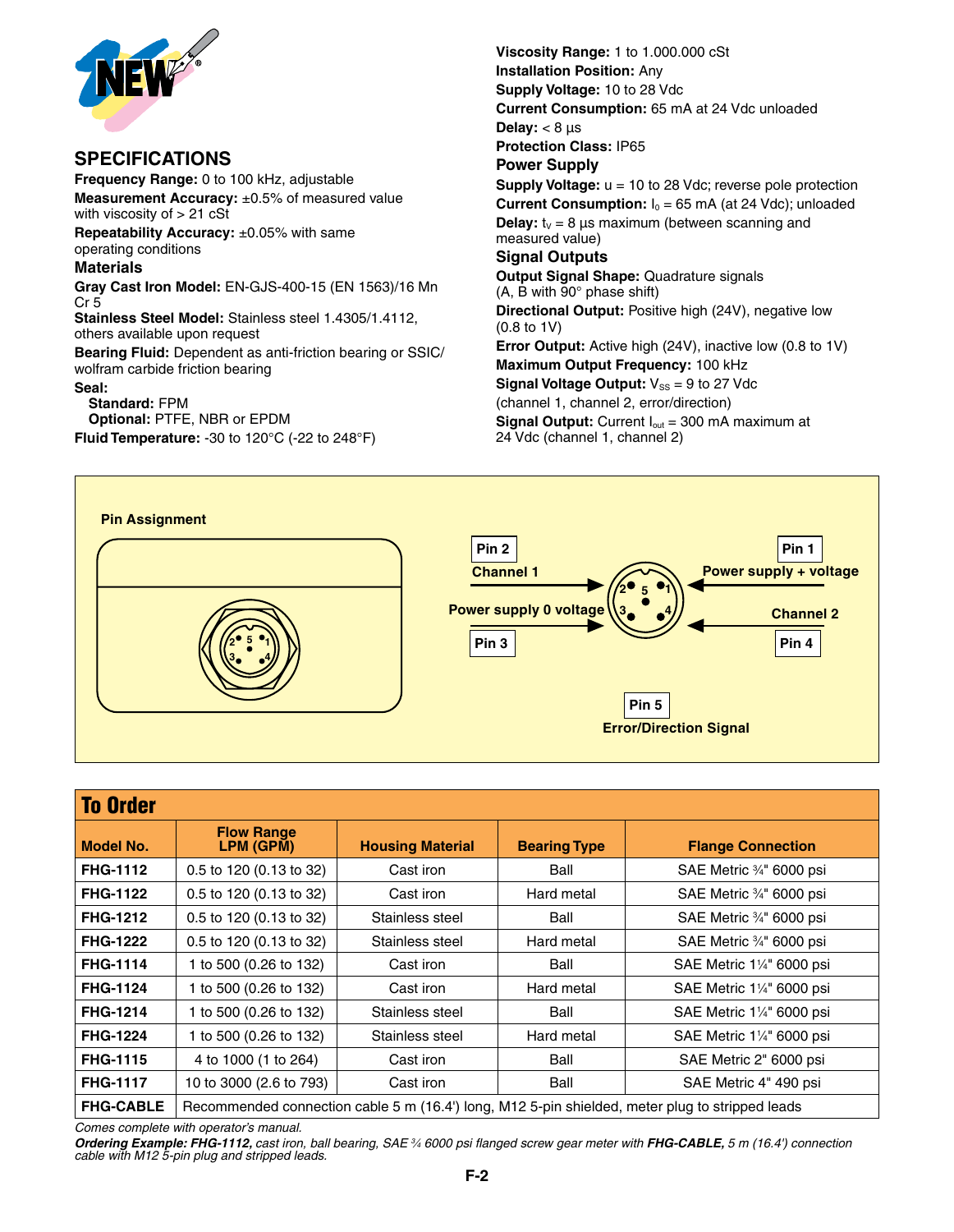## SPECIFICATIONS

**Frequency Range:** 0 to 100 kHz, adjustable

**Measurement Accuracy:** ±0.5% of measured value with viscosity of > 21 cSt

**Repeatability Accuracy:** ±0.05% with same operating conditions

### Materials

**Gray Cast Iron Model:** EN-GJS-400-15 (EN 1563)/16 Mn Cr 5

**Stainless Steel Model:** Stainless steel 1.4305/1.4112, others available upon request

**Bearing Fluid:** Dependent as anti-friction bearing or SSIC/wolfram carbide friction bearing

**Seal:**
- **Standard:** FPM
- **Optional:** PTFE, NBR or EPDM

**Fluid Temperature:** -30 to 120°C (-22 to 248°F)

**Viscosity Range:** 1 to 1.000.000 cSt

**Installation Position:** Any

**Supply Voltage:** 10 to 28 Vdc

**Current Consumption:** 65 mA at 24 Vdc unloaded

**Delay:** < 8 µs

**Protection Class:** IP65

### Power Supply

**Supply Voltage:** u = 10 to 28 Vdc; reverse pole protection

**Current Consumption:** $I_0$ = 65 mA (at 24 Vdc); unloaded

**Delay:** $t_v$ = 8 µs maximum (between scanning and measured value)

### Signal Outputs

**Output Signal Shape:** Quadrature signals (A, B with 90° phase shift)

**Directional Output:** Positive high (24V), negative low (0.8 to 1V)

**Error Output:** Active high (24V), inactive low (0.8 to 1V)

**Maximum Output Frequency:** 100 kHz

**Signal Voltage Output:** $V_{SS}$ = 9 to 27 Vdc (channel 1, channel 2, error/direction)

**Signal Output:** Current $I_{out}$ = 300 mA maximum at 24 Vdc (channel 1, channel 2)

**Pin Assignment**

Pin 2 Channel 1

Pin 1 Power supply + voltage

Power supply 0 voltage Pin 3

Channel 2 Pin 4

Pin 5 Error/Direction Signal

## To Order

| Model No. | Flow Range LPM (GPM) | Housing Material | Bearing Type | Flange Connection |
|---|---|---|---|---|
| **FHG-1112** | 0.5 to 120 (0.13 to 32) | Cast iron | Ball | SAE Metric ¾" 6000 psi |
| **FHG-1122** | 0.5 to 120 (0.13 to 32) | Cast iron | Hard metal | SAE Metric ¾" 6000 psi |
| **FHG-1212** | 0.5 to 120 (0.13 to 32) | Stainless steel | Ball | SAE Metric ¾" 6000 psi |
| **FHG-1222** | 0.5 to 120 (0.13 to 32) | Stainless steel | Hard metal | SAE Metric ¾" 6000 psi |
| **FHG-1114** | 1 to 500 (0.26 to 132) | Cast iron | Ball | SAE Metric 1¼" 6000 psi |
| **FHG-1124** | 1 to 500 (0.26 to 132) | Cast iron | Hard metal | SAE Metric 1¼" 6000 psi |
| **FHG-1214** | 1 to 500 (0.26 to 132) | Stainless steel | Ball | SAE Metric 1¼" 6000 psi |
| **FHG-1224** | 1 to 500 (0.26 to 132) | Stainless steel | Hard metal | SAE Metric 1¼" 6000 psi |
| **FHG-1115** | 4 to 1000 (1 to 264) | Cast iron | Ball | SAE Metric 2" 6000 psi |
| **FHG-1117** | 10 to 3000 (2.6 to 793) | Cast iron | Ball | SAE Metric 4" 490 psi |
| **FHG-CABLE** | Recommended connection cable 5 m (16.4') long, M12 5-pin shielded, meter plug to stripped leads | | | |

*Comes complete with operator's manual.*

***Ordering Example:* *FHG-1112,*** *cast iron, ball bearing, SAE ¾ 6000 psi flanged screw gear meter with* ***FHG-CABLE,*** *5 m (16.4') connection cable with M12 5-pin plug and stripped leads.*